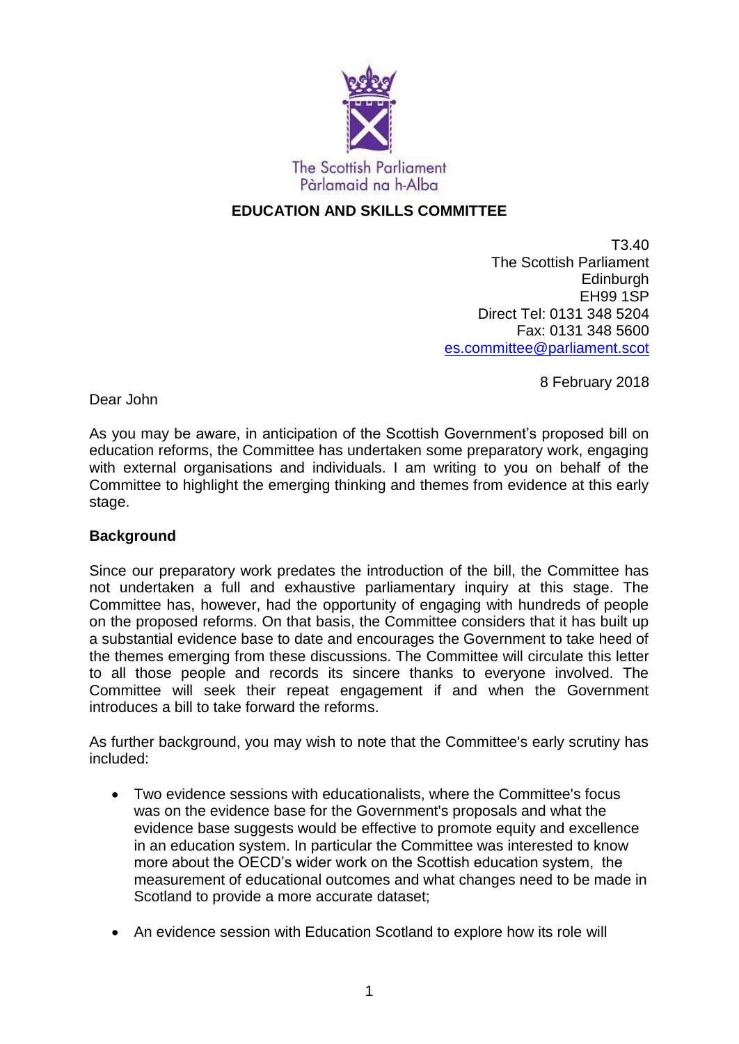The Scottish Parliament
Pàrlamaid na h-Alba

**EDUCATION AND SKILLS COMMITTEE**

T3.40
The Scottish Parliament
Edinburgh
EH99 1SP
Direct Tel: 0131 348 5204
Fax: 0131 348 5600
es.committee@parliament.scot

8 February 2018

Dear John

As you may be aware, in anticipation of the Scottish Government's proposed bill on education reforms, the Committee has undertaken some preparatory work, engaging with external organisations and individuals. I am writing to you on behalf of the Committee to highlight the emerging thinking and themes from evidence at this early stage.

**Background**

Since our preparatory work predates the introduction of the bill, the Committee has not undertaken a full and exhaustive parliamentary inquiry at this stage. The Committee has, however, had the opportunity of engaging with hundreds of people on the proposed reforms. On that basis, the Committee considers that it has built up a substantial evidence base to date and encourages the Government to take heed of the themes emerging from these discussions. The Committee will circulate this letter to all those people and records its sincere thanks to everyone involved. The Committee will seek their repeat engagement if and when the Government introduces a bill to take forward the reforms.

As further background, you may wish to note that the Committee's early scrutiny has included:

- Two evidence sessions with educationalists, where the Committee's focus was on the evidence base for the Government's proposals and what the evidence base suggests would be effective to promote equity and excellence in an education system. In particular the Committee was interested to know more about the OECD's wider work on the Scottish education system, the measurement of educational outcomes and what changes need to be made in Scotland to provide a more accurate dataset;
- An evidence session with Education Scotland to explore how its role will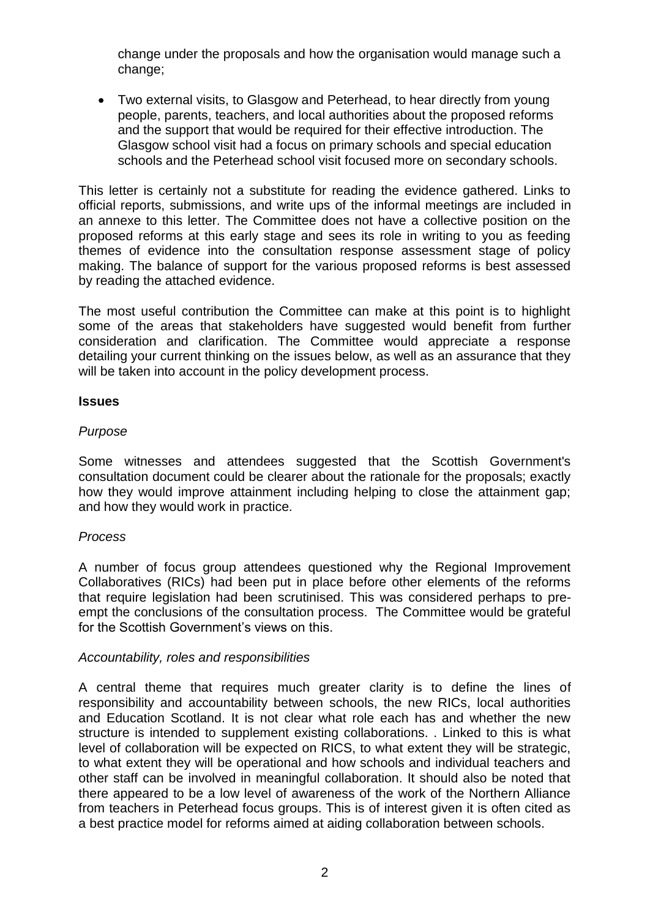change under the proposals and how the organisation would manage such a change;

- Two external visits, to Glasgow and Peterhead, to hear directly from young people, parents, teachers, and local authorities about the proposed reforms and the support that would be required for their effective introduction. The Glasgow school visit had a focus on primary schools and special education schools and the Peterhead school visit focused more on secondary schools.

This letter is certainly not a substitute for reading the evidence gathered. Links to official reports, submissions, and write ups of the informal meetings are included in an annexe to this letter. The Committee does not have a collective position on the proposed reforms at this early stage and sees its role in writing to you as feeding themes of evidence into the consultation response assessment stage of policy making. The balance of support for the various proposed reforms is best assessed by reading the attached evidence.

The most useful contribution the Committee can make at this point is to highlight some of the areas that stakeholders have suggested would benefit from further consideration and clarification. The Committee would appreciate a response detailing your current thinking on the issues below, as well as an assurance that they will be taken into account in the policy development process.

**Issues**

*Purpose*

Some witnesses and attendees suggested that the Scottish Government's consultation document could be clearer about the rationale for the proposals; exactly how they would improve attainment including helping to close the attainment gap; and how they would work in practice.

*Process*

A number of focus group attendees questioned why the Regional Improvement Collaboratives (RICs) had been put in place before other elements of the reforms that require legislation had been scrutinised. This was considered perhaps to pre-empt the conclusions of the consultation process. The Committee would be grateful for the Scottish Government's views on this.

*Accountability, roles and responsibilities*

A central theme that requires much greater clarity is to define the lines of responsibility and accountability between schools, the new RICs, local authorities and Education Scotland. It is not clear what role each has and whether the new structure is intended to supplement existing collaborations. . Linked to this is what level of collaboration will be expected on RICS, to what extent they will be strategic, to what extent they will be operational and how schools and individual teachers and other staff can be involved in meaningful collaboration. It should also be noted that there appeared to be a low level of awareness of the work of the Northern Alliance from teachers in Peterhead focus groups. This is of interest given it is often cited as a best practice model for reforms aimed at aiding collaboration between schools.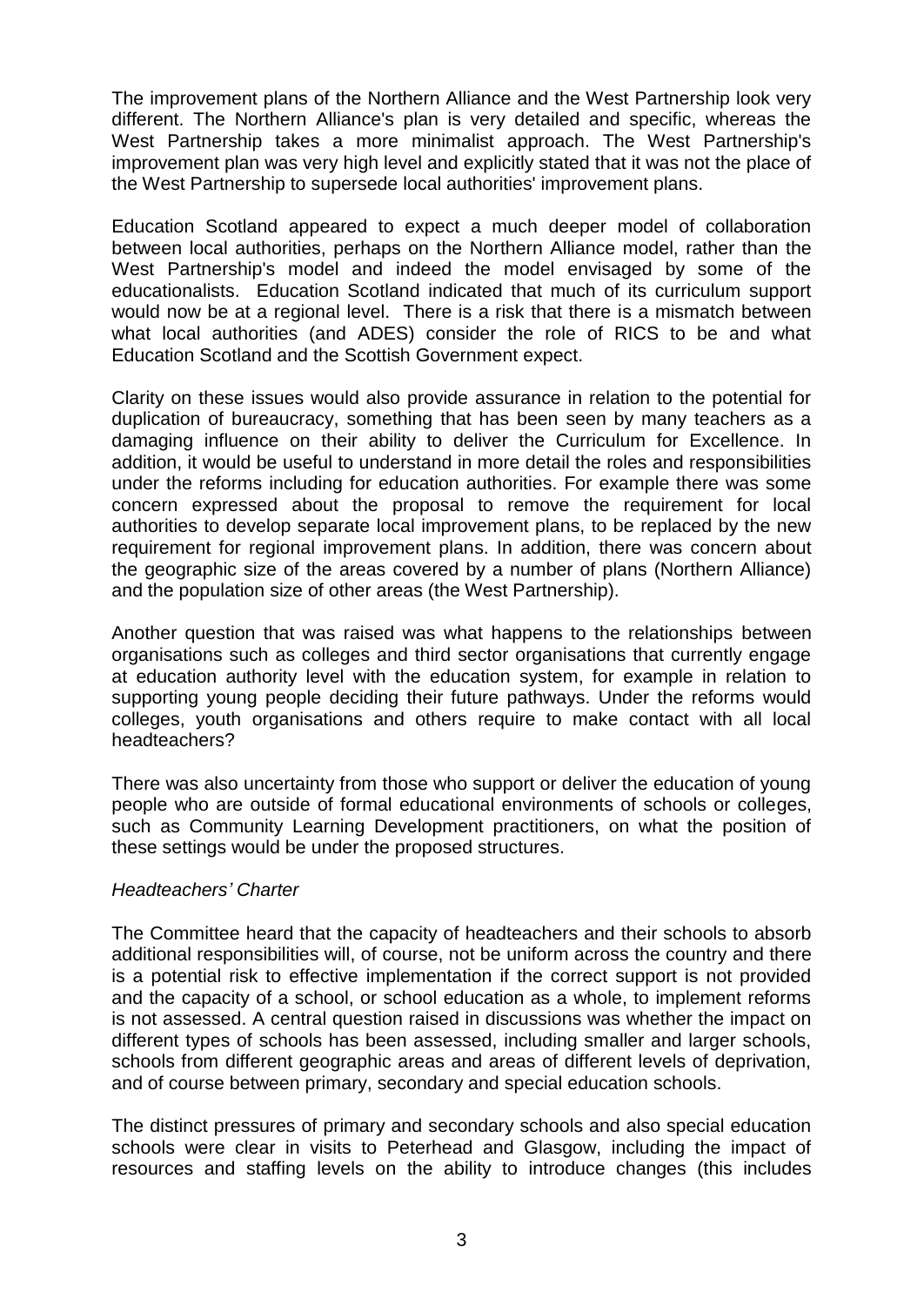The improvement plans of the Northern Alliance and the West Partnership look very different. The Northern Alliance's plan is very detailed and specific, whereas the West Partnership takes a more minimalist approach. The West Partnership's improvement plan was very high level and explicitly stated that it was not the place of the West Partnership to supersede local authorities' improvement plans.

Education Scotland appeared to expect a much deeper model of collaboration between local authorities, perhaps on the Northern Alliance model, rather than the West Partnership's model and indeed the model envisaged by some of the educationalists. Education Scotland indicated that much of its curriculum support would now be at a regional level. There is a risk that there is a mismatch between what local authorities (and ADES) consider the role of RICS to be and what Education Scotland and the Scottish Government expect.

Clarity on these issues would also provide assurance in relation to the potential for duplication of bureaucracy, something that has been seen by many teachers as a damaging influence on their ability to deliver the Curriculum for Excellence. In addition, it would be useful to understand in more detail the roles and responsibilities under the reforms including for education authorities. For example there was some concern expressed about the proposal to remove the requirement for local authorities to develop separate local improvement plans, to be replaced by the new requirement for regional improvement plans. In addition, there was concern about the geographic size of the areas covered by a number of plans (Northern Alliance) and the population size of other areas (the West Partnership).

Another question that was raised was what happens to the relationships between organisations such as colleges and third sector organisations that currently engage at education authority level with the education system, for example in relation to supporting young people deciding their future pathways. Under the reforms would colleges, youth organisations and others require to make contact with all local headteachers?

There was also uncertainty from those who support or deliver the education of young people who are outside of formal educational environments of schools or colleges, such as Community Learning Development practitioners, on what the position of these settings would be under the proposed structures.

*Headteachers' Charter*

The Committee heard that the capacity of headteachers and their schools to absorb additional responsibilities will, of course, not be uniform across the country and there is a potential risk to effective implementation if the correct support is not provided and the capacity of a school, or school education as a whole, to implement reforms is not assessed. A central question raised in discussions was whether the impact on different types of schools has been assessed, including smaller and larger schools, schools from different geographic areas and areas of different levels of deprivation, and of course between primary, secondary and special education schools.

The distinct pressures of primary and secondary schools and also special education schools were clear in visits to Peterhead and Glasgow, including the impact of resources and staffing levels on the ability to introduce changes (this includes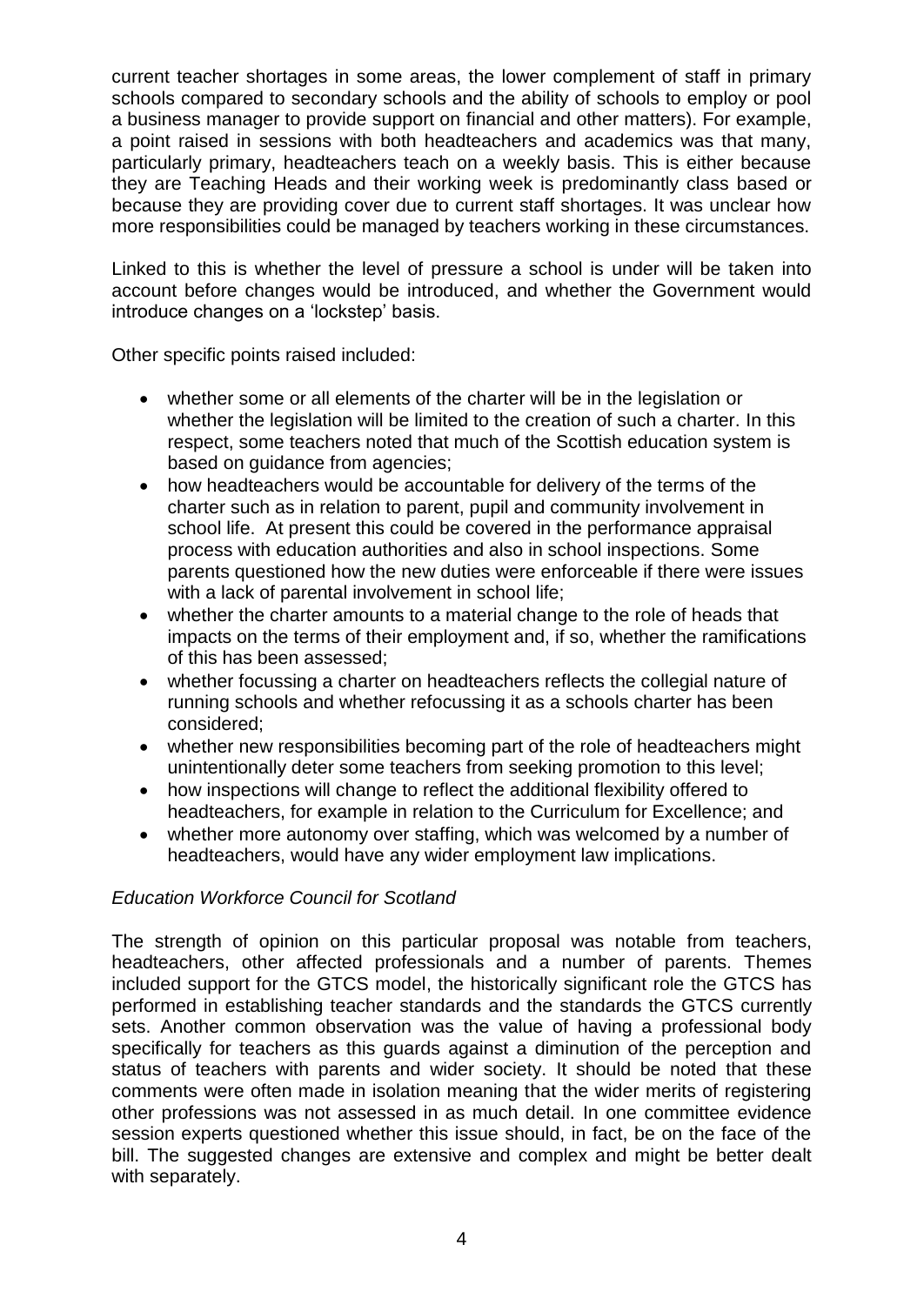current teacher shortages in some areas, the lower complement of staff in primary schools compared to secondary schools and the ability of schools to employ or pool a business manager to provide support on financial and other matters). For example, a point raised in sessions with both headteachers and academics was that many, particularly primary, headteachers teach on a weekly basis. This is either because they are Teaching Heads and their working week is predominantly class based or because they are providing cover due to current staff shortages. It was unclear how more responsibilities could be managed by teachers working in these circumstances.

Linked to this is whether the level of pressure a school is under will be taken into account before changes would be introduced, and whether the Government would introduce changes on a 'lockstep' basis.

Other specific points raised included:

- whether some or all elements of the charter will be in the legislation or whether the legislation will be limited to the creation of such a charter. In this respect, some teachers noted that much of the Scottish education system is based on guidance from agencies;
- how headteachers would be accountable for delivery of the terms of the charter such as in relation to parent, pupil and community involvement in school life. At present this could be covered in the performance appraisal process with education authorities and also in school inspections. Some parents questioned how the new duties were enforceable if there were issues with a lack of parental involvement in school life;
- whether the charter amounts to a material change to the role of heads that impacts on the terms of their employment and, if so, whether the ramifications of this has been assessed;
- whether focussing a charter on headteachers reflects the collegial nature of running schools and whether refocussing it as a schools charter has been considered;
- whether new responsibilities becoming part of the role of headteachers might unintentionally deter some teachers from seeking promotion to this level;
- how inspections will change to reflect the additional flexibility offered to headteachers, for example in relation to the Curriculum for Excellence; and
- whether more autonomy over staffing, which was welcomed by a number of headteachers, would have any wider employment law implications.

*Education Workforce Council for Scotland*

The strength of opinion on this particular proposal was notable from teachers, headteachers, other affected professionals and a number of parents. Themes included support for the GTCS model, the historically significant role the GTCS has performed in establishing teacher standards and the standards the GTCS currently sets. Another common observation was the value of having a professional body specifically for teachers as this guards against a diminution of the perception and status of teachers with parents and wider society. It should be noted that these comments were often made in isolation meaning that the wider merits of registering other professions was not assessed in as much detail. In one committee evidence session experts questioned whether this issue should, in fact, be on the face of the bill. The suggested changes are extensive and complex and might be better dealt with separately.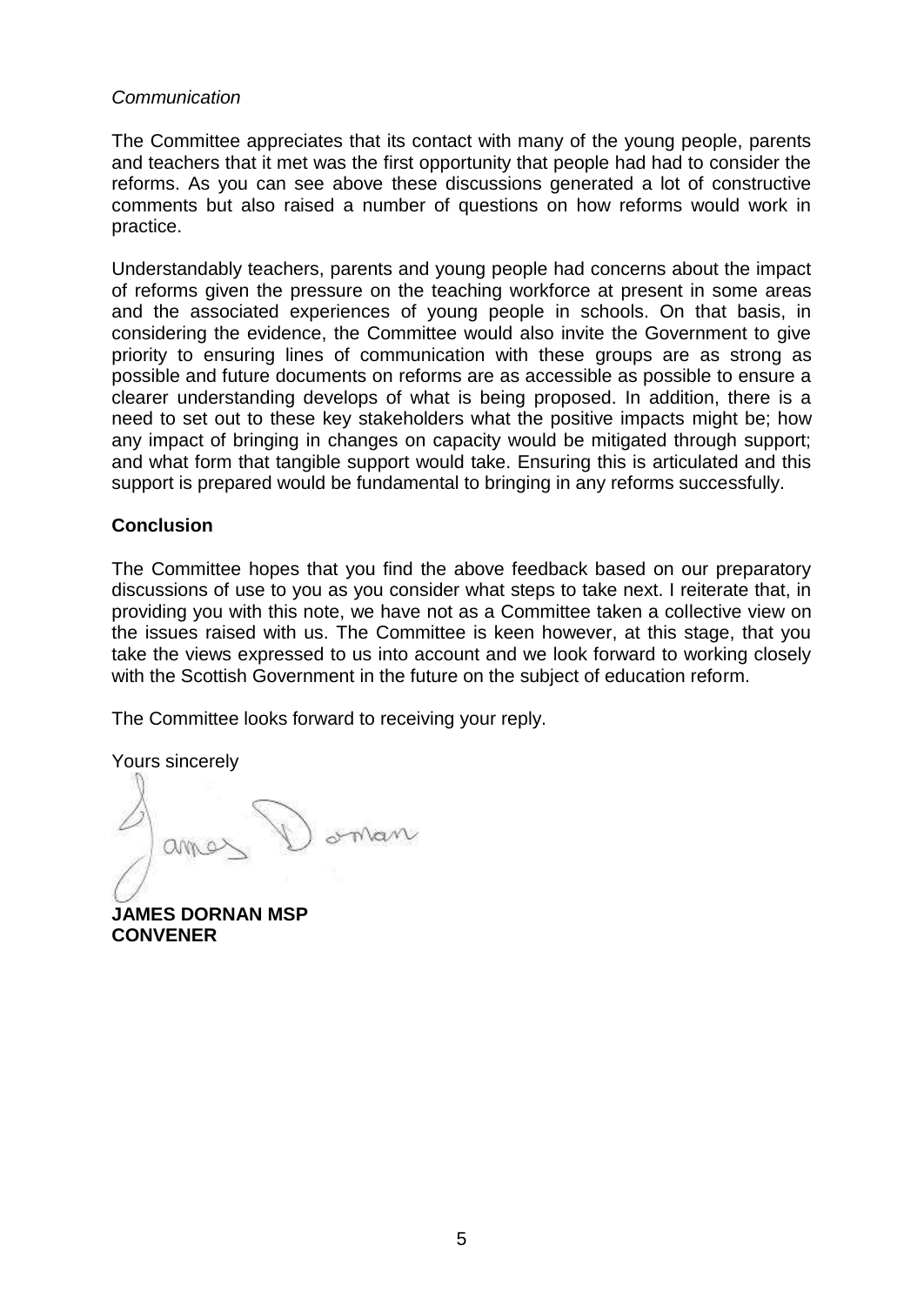*Communication*

The Committee appreciates that its contact with many of the young people, parents and teachers that it met was the first opportunity that people had had to consider the reforms. As you can see above these discussions generated a lot of constructive comments but also raised a number of questions on how reforms would work in practice.

Understandably teachers, parents and young people had concerns about the impact of reforms given the pressure on the teaching workforce at present in some areas and the associated experiences of young people in schools. On that basis, in considering the evidence, the Committee would also invite the Government to give priority to ensuring lines of communication with these groups are as strong as possible and future documents on reforms are as accessible as possible to ensure a clearer understanding develops of what is being proposed. In addition, there is a need to set out to these key stakeholders what the positive impacts might be; how any impact of bringing in changes on capacity would be mitigated through support; and what form that tangible support would take. Ensuring this is articulated and this support is prepared would be fundamental to bringing in any reforms successfully.

**Conclusion**

The Committee hopes that you find the above feedback based on our preparatory discussions of use to you as you consider what steps to take next. I reiterate that, in providing you with this note, we have not as a Committee taken a collective view on the issues raised with us. The Committee is keen however, at this stage, that you take the views expressed to us into account and we look forward to working closely with the Scottish Government in the future on the subject of education reform.

The Committee looks forward to receiving your reply.

Yours sincerely

**JAMES DORNAN MSP**
**CONVENER**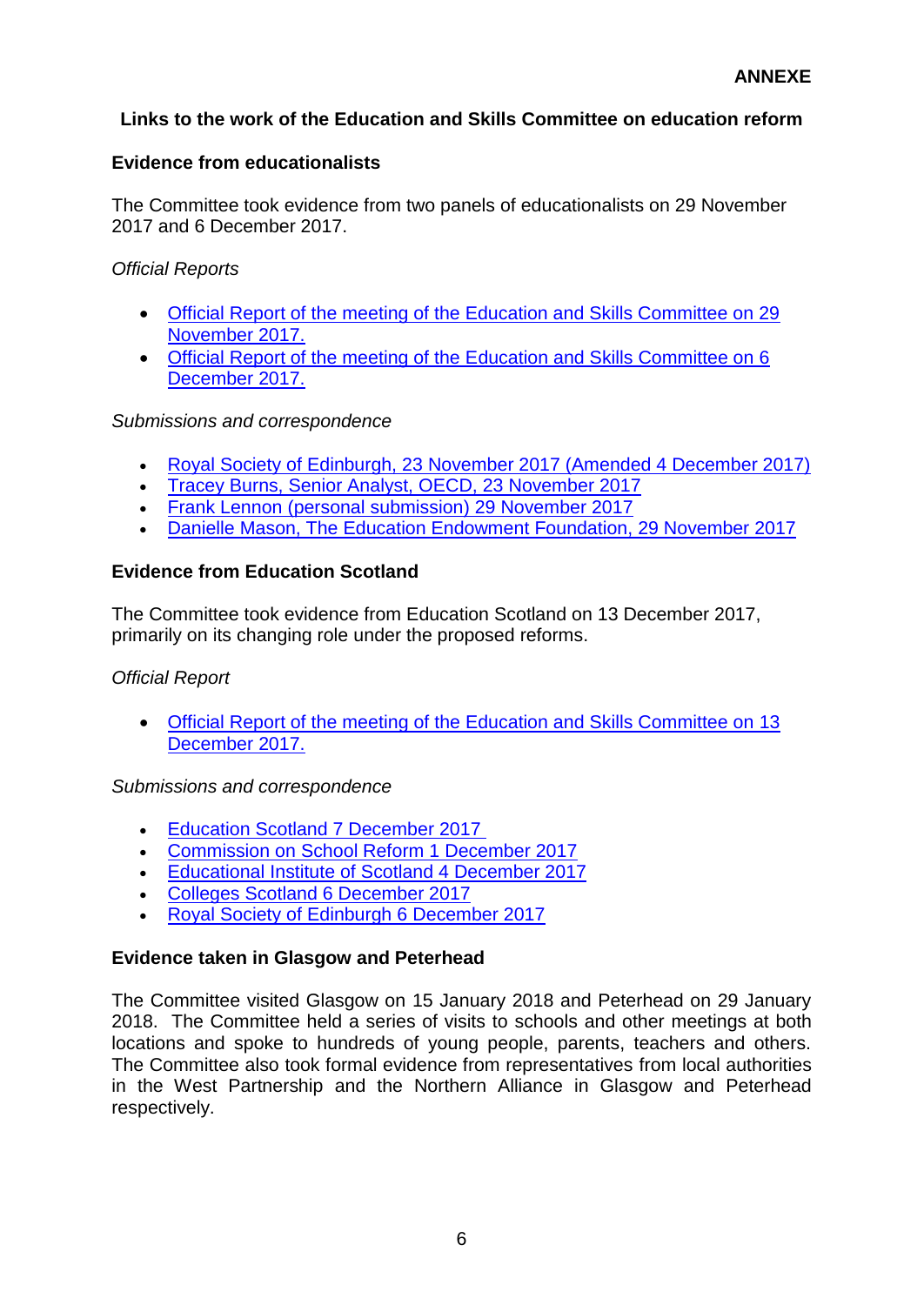**ANNEXE**

## Links to the work of the Education and Skills Committee on education reform

### Evidence from educationalists

The Committee took evidence from two panels of educationalists on 29 November 2017 and 6 December 2017.

*Official Reports*

- Official Report of the meeting of the Education and Skills Committee on 29 November 2017.
- Official Report of the meeting of the Education and Skills Committee on 6 December 2017.

*Submissions and correspondence*

- Royal Society of Edinburgh, 23 November 2017 (Amended 4 December 2017)
- Tracey Burns, Senior Analyst, OECD, 23 November 2017
- Frank Lennon (personal submission) 29 November 2017
- Danielle Mason, The Education Endowment Foundation, 29 November 2017

### Evidence from Education Scotland

The Committee took evidence from Education Scotland on 13 December 2017, primarily on its changing role under the proposed reforms.

*Official Report*

- Official Report of the meeting of the Education and Skills Committee on 13 December 2017.

*Submissions and correspondence*

- Education Scotland 7 December 2017
- Commission on School Reform 1 December 2017
- Educational Institute of Scotland 4 December 2017
- Colleges Scotland 6 December 2017
- Royal Society of Edinburgh 6 December 2017

### Evidence taken in Glasgow and Peterhead

The Committee visited Glasgow on 15 January 2018 and Peterhead on 29 January 2018. The Committee held a series of visits to schools and other meetings at both locations and spoke to hundreds of young people, parents, teachers and others. The Committee also took formal evidence from representatives from local authorities in the West Partnership and the Northern Alliance in Glasgow and Peterhead respectively.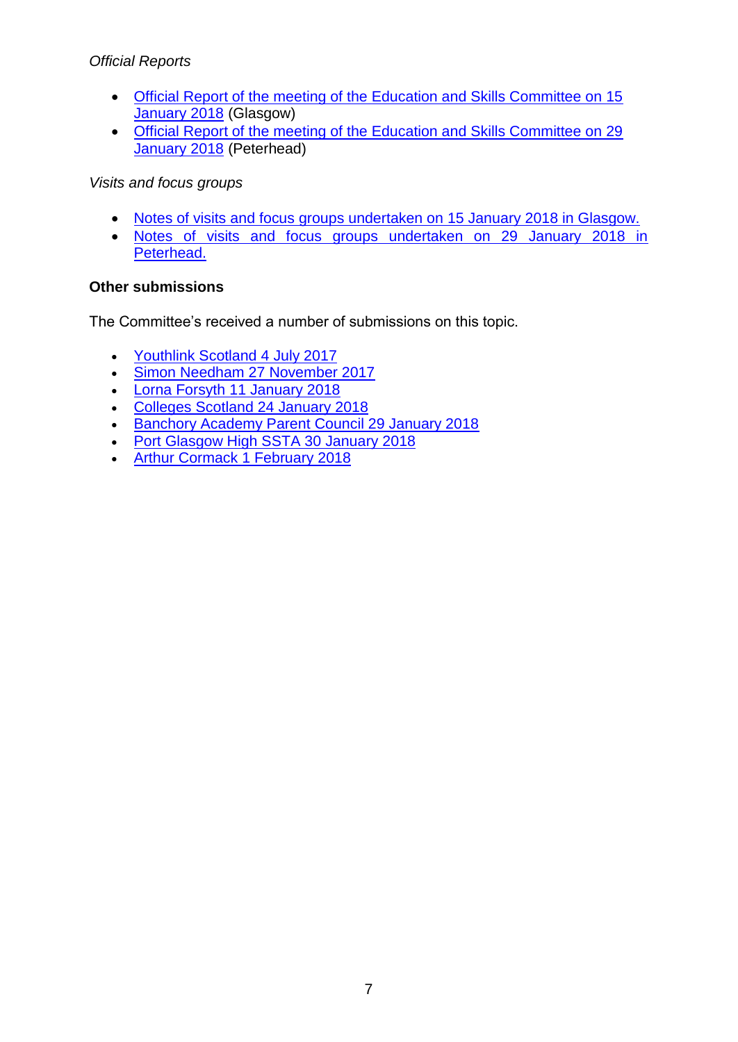*Official Reports*

- Official Report of the meeting of the Education and Skills Committee on 15 January 2018 (Glasgow)
- Official Report of the meeting of the Education and Skills Committee on 29 January 2018 (Peterhead)

*Visits and focus groups*

- Notes of visits and focus groups undertaken on 15 January 2018 in Glasgow.
- Notes of visits and focus groups undertaken on 29 January 2018 in Peterhead.

**Other submissions**

The Committee's received a number of submissions on this topic.

- Youthlink Scotland 4 July 2017
- Simon Needham 27 November 2017
- Lorna Forsyth 11 January 2018
- Colleges Scotland 24 January 2018
- Banchory Academy Parent Council 29 January 2018
- Port Glasgow High SSTA 30 January 2018
- Arthur Cormack 1 February 2018